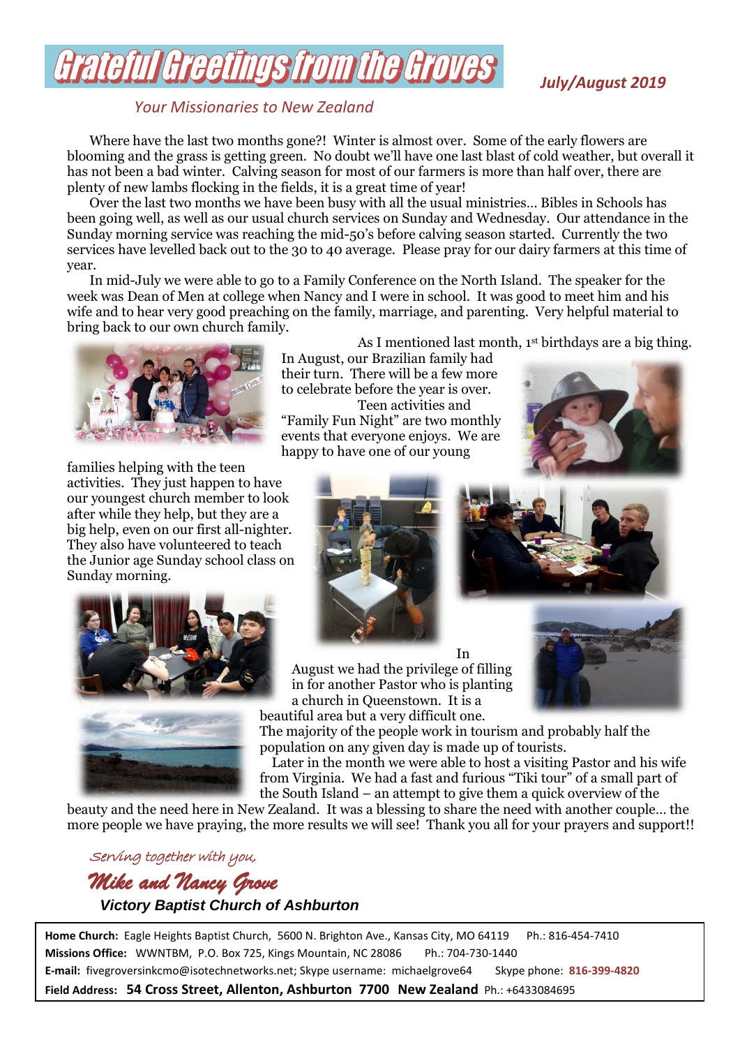# Grateful Greetings from the Groves

*July/August 2019*

*Your Missionaries to New Zealand*

Where have the last two months gone?! Winter is almost over. Some of the early flowers are blooming and the grass is getting green. No doubt we'll have one last blast of cold weather, but overall it has not been a bad winter. Calving season for most of our farmers is more than half over, there are plenty of new lambs flocking in the fields, it is a great time of year!

Over the last two months we have been busy with all the usual ministries... Bibles in Schools has been going well, as well as our usual church services on Sunday and Wednesday. Our attendance in the Sunday morning service was reaching the mid-50's before calving season started. Currently the two services have levelled back out to the 30 to 40 average. Please pray for our dairy farmers at this time of year.

In mid-July we were able to go to a Family Conference on the North Island. The speaker for the week was Dean of Men at college when Nancy and I were in school. It was good to meet him and his wife and to hear very good preaching on the family, marriage, and parenting. Very helpful material to bring back to our own church family.

As I mentioned last month, 1st birthdays are a big thing. In August, our Brazilian family had their turn. There will be a few more to celebrate before the year is over.

Teen activities and "Family Fun Night" are two monthly events that everyone enjoys. We are happy to have one of our young families helping with the teen activities. They just happen to have our youngest church member to look after while they help, but they are a big help, even on our first all-nighter. They also have volunteered to teach the Junior age Sunday school class on Sunday morning.

In August we had the privilege of filling in for another Pastor who is planting a church in Queenstown. It is a beautiful area but a very difficult one. The majority of the people work in tourism and probably half the population on any given day is made up of tourists.

Later in the month we were able to host a visiting Pastor and his wife from Virginia. We had a fast and furious "Tiki tour" of a small part of the South Island – an attempt to give them a quick overview of the beauty and the need here in New Zealand. It was a blessing to share the need with another couple... the more people we have praying, the more results we will see! Thank you all for your prayers and support!!

*Serving together with you,*

***Mike and Nancy Grove***

***Victory Baptist Church of Ashburton***

**Home Church:** Eagle Heights Baptist Church, 5600 N. Brighton Ave., Kansas City, MO 64119 Ph.: 816-454-7410
**Missions Office:** WWNTBM, P.O. Box 725, Kings Mountain, NC 28086 Ph.: 704-730-1440
**E-mail:** fivegroversinkcmo@isotechnetworks.net; Skype username: michaelgrove64 Skype phone: **816-399-4820**
**Field Address: 54 Cross Street, Allenton, Ashburton 7700 New Zealand** Ph.: +6433084695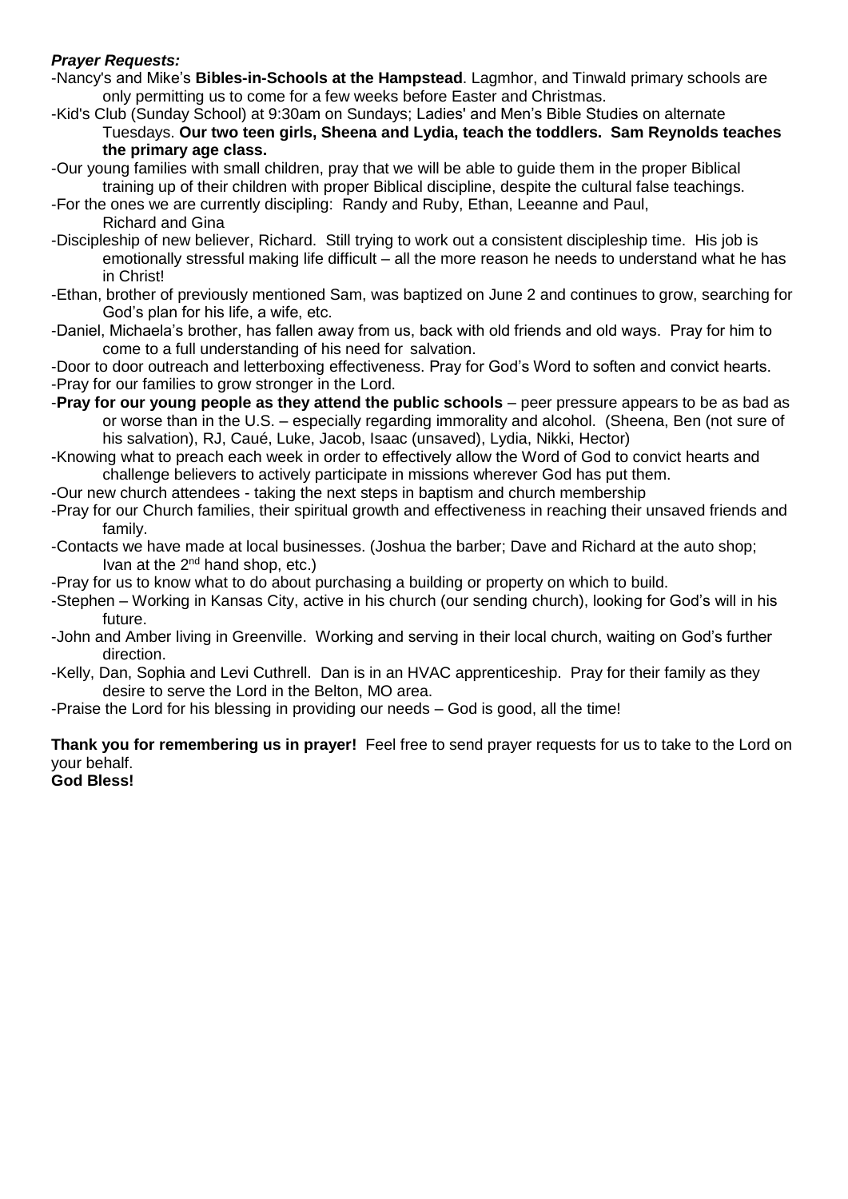***Prayer Requests:***

- -Nancy's and Mike's **Bibles-in-Schools at the Hampstead**. Lagmhor, and Tinwald primary schools are only permitting us to come for a few weeks before Easter and Christmas.
- -Kid's Club (Sunday School) at 9:30am on Sundays; Ladies' and Men's Bible Studies on alternate Tuesdays. **Our two teen girls, Sheena and Lydia, teach the toddlers. Sam Reynolds teaches the primary age class.**
- -Our young families with small children, pray that we will be able to guide them in the proper Biblical training up of their children with proper Biblical discipline, despite the cultural false teachings.
- -For the ones we are currently discipling: Randy and Ruby, Ethan, Leeanne and Paul, Richard and Gina
- -Discipleship of new believer, Richard. Still trying to work out a consistent discipleship time. His job is emotionally stressful making life difficult – all the more reason he needs to understand what he has in Christ!
- -Ethan, brother of previously mentioned Sam, was baptized on June 2 and continues to grow, searching for God's plan for his life, a wife, etc.
- -Daniel, Michaela's brother, has fallen away from us, back with old friends and old ways. Pray for him to come to a full understanding of his need for salvation.
- -Door to door outreach and letterboxing effectiveness. Pray for God's Word to soften and convict hearts.
- -Pray for our families to grow stronger in the Lord.
- -**Pray for our young people as they attend the public schools** – peer pressure appears to be as bad as or worse than in the U.S. – especially regarding immorality and alcohol. (Sheena, Ben (not sure of his salvation), RJ, Caué, Luke, Jacob, Isaac (unsaved), Lydia, Nikki, Hector)
- -Knowing what to preach each week in order to effectively allow the Word of God to convict hearts and challenge believers to actively participate in missions wherever God has put them.
- -Our new church attendees - taking the next steps in baptism and church membership
- -Pray for our Church families, their spiritual growth and effectiveness in reaching their unsaved friends and family.
- -Contacts we have made at local businesses. (Joshua the barber; Dave and Richard at the auto shop; Ivan at the 2nd hand shop, etc.)
- -Pray for us to know what to do about purchasing a building or property on which to build.
- -Stephen – Working in Kansas City, active in his church (our sending church), looking for God's will in his future.
- -John and Amber living in Greenville. Working and serving in their local church, waiting on God's further direction.
- -Kelly, Dan, Sophia and Levi Cuthrell. Dan is in an HVAC apprenticeship. Pray for their family as they desire to serve the Lord in the Belton, MO area.
- -Praise the Lord for his blessing in providing our needs – God is good, all the time!

**Thank you for remembering us in prayer!** Feel free to send prayer requests for us to take to the Lord on your behalf.

**God Bless!**